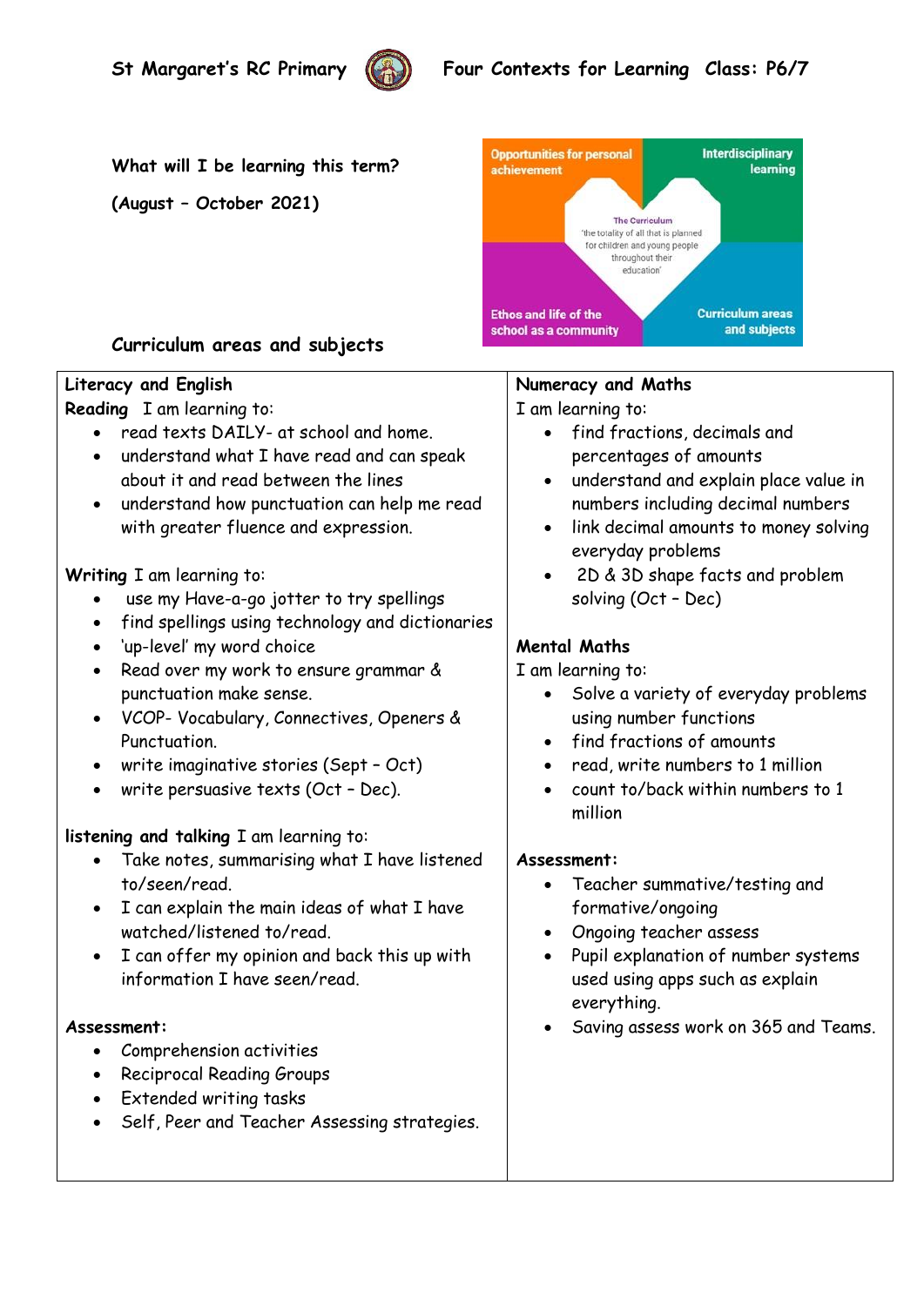St Margaret's RC Primary

Four Contexts for Learning Class: P6/7

**What will I be learning this term?**

**(August – October 2021)**

Opportunities for personal achievement

Interdisciplinary learning

The Curriculum 'the totality of all that is planned for children and young people throughout their education'

Ethos and life of the school as a community

Curriculum areas and subjects

## Curriculum areas and subjects

### Literacy and English

**Reading** I am learning to:

- read texts DAILY- at school and home.
- understand what I have read and can speak about it and read between the lines
- understand how punctuation can help me read with greater fluence and expression.

**Writing** I am learning to:

- use my Have-a-go jotter to try spellings
- find spellings using technology and dictionaries
- 'up-level' my word choice
- Read over my work to ensure grammar & punctuation make sense.
- VCOP- Vocabulary, Connectives, Openers & Punctuation.
- write imaginative stories (Sept – Oct)
- write persuasive texts (Oct – Dec).

**listening and talking** I am learning to:

- Take notes, summarising what I have listened to/seen/read.
- I can explain the main ideas of what I have watched/listened to/read.
- I can offer my opinion and back this up with information I have seen/read.

**Assessment:**

- Comprehension activities
- Reciprocal Reading Groups
- Extended writing tasks
- Self, Peer and Teacher Assessing strategies.

### Numeracy and Maths

I am learning to:

- find fractions, decimals and percentages of amounts
- understand and explain place value in numbers including decimal numbers
- link decimal amounts to money solving everyday problems
- 2D & 3D shape facts and problem solving (Oct – Dec)

**Mental Maths**

I am learning to:

- Solve a variety of everyday problems using number functions
- find fractions of amounts
- read, write numbers to 1 million
- count to/back within numbers to 1 million

**Assessment:**

- Teacher summative/testing and formative/ongoing
- Ongoing teacher assess
- Pupil explanation of number systems used using apps such as explain everything.
- Saving assess work on 365 and Teams.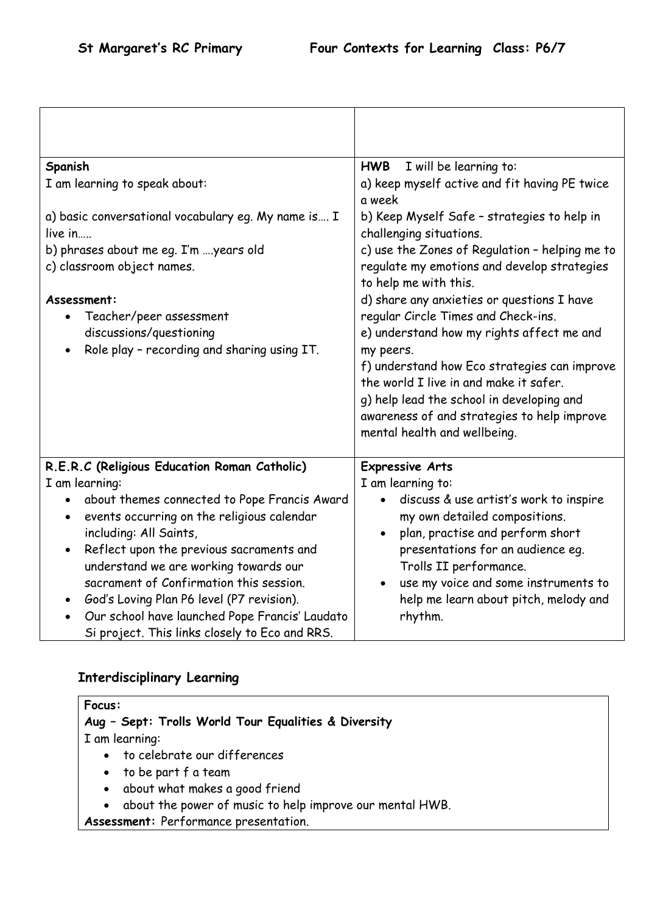**St Margaret's RC Primary**  **Four Contexts for Learning  Class: P6/7**

| | |
|---|---|
| | |
| **Spanish**<br>I am learning to speak about:<br><br>a) basic conversational vocabulary eg. My name is…. I live in…..<br>b) phrases about me eg. I'm ….years old<br>c) classroom object names.<br><br>**Assessment:**<br>• Teacher/peer assessment discussions/questioning<br>• Role play – recording and sharing using IT. | **HWB**  I will be learning to:<br>a) keep myself active and fit having PE twice a week<br>b) Keep Myself Safe – strategies to help in challenging situations.<br>c) use the Zones of Regulation – helping me to regulate my emotions and develop strategies to help me with this.<br>d) share any anxieties or questions I have regular Circle Times and Check-ins.<br>e) understand how my rights affect me and my peers.<br>f) understand how Eco strategies can improve the world I live in and make it safer.<br>g) help lead the school in developing and awareness of and strategies to help improve mental health and wellbeing. |
| **R.E.R.C (Religious Education Roman Catholic)**<br>I am learning:<br>• about themes connected to Pope Francis Award<br>• events occurring on the religious calendar including: All Saints,<br>• Reflect upon the previous sacraments and understand we are working towards our sacrament of Confirmation this session.<br>• God's Loving Plan P6 level (P7 revision).<br>• Our school have launched Pope Francis' Laudato Si project. This links closely to Eco and RRS. | **Expressive Arts**<br>I am learning to:<br>• discuss & use artist's work to inspire my own detailed compositions.<br>• plan, practise and perform short presentations for an audience eg. Trolls II performance.<br>• use my voice and some instruments to help me learn about pitch, melody and rhythm. |

## Interdisciplinary Learning

**Focus:**
**Aug – Sept: Trolls World Tour Equalities & Diversity**
I am learning:

- to celebrate our differences
- to be part f a team
- about what makes a good friend
- about the power of music to help improve our mental HWB.

**Assessment:** Performance presentation.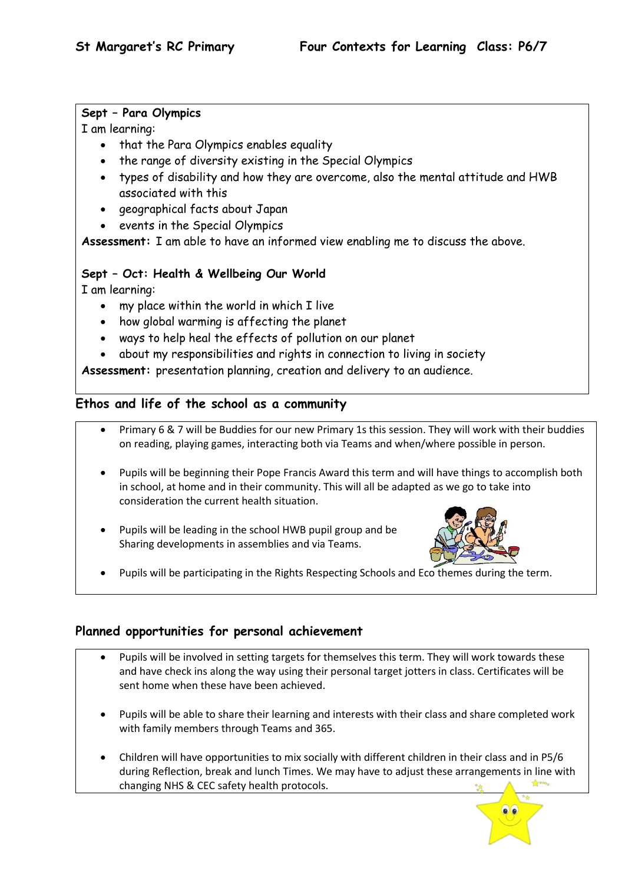St Margaret's RC Primary Four Contexts for Learning Class: P6/7

**Sept – Para Olympics**

I am learning:

- that the Para Olympics enables equality
- the range of diversity existing in the Special Olympics
- types of disability and how they are overcome, also the mental attitude and HWB associated with this
- geographical facts about Japan
- events in the Special Olympics

**Assessment:** I am able to have an informed view enabling me to discuss the above.

**Sept – Oct: Health & Wellbeing Our World**

I am learning:

- my place within the world in which I live
- how global warming is affecting the planet
- ways to help heal the effects of pollution on our planet
- about my responsibilities and rights in connection to living in society

**Assessment:** presentation planning, creation and delivery to an audience.

## Ethos and life of the school as a community

- Primary 6 & 7 will be Buddies for our new Primary 1s this session. They will work with their buddies on reading, playing games, interacting both via Teams and when/where possible in person.
- Pupils will be beginning their Pope Francis Award this term and will have things to accomplish both in school, at home and in their community. This will all be adapted as we go to take into consideration the current health situation.
- Pupils will be leading in the school HWB pupil group and be Sharing developments in assemblies and via Teams.
- Pupils will be participating in the Rights Respecting Schools and Eco themes during the term.

## Planned opportunities for personal achievement

- Pupils will be involved in setting targets for themselves this term. They will work towards these and have check ins along the way using their personal target jotters in class. Certificates will be sent home when these have been achieved.
- Pupils will be able to share their learning and interests with their class and share completed work with family members through Teams and 365.
- Children will have opportunities to mix socially with different children in their class and in P5/6 during Reflection, break and lunch Times. We may have to adjust these arrangements in line with changing NHS & CEC safety health protocols.